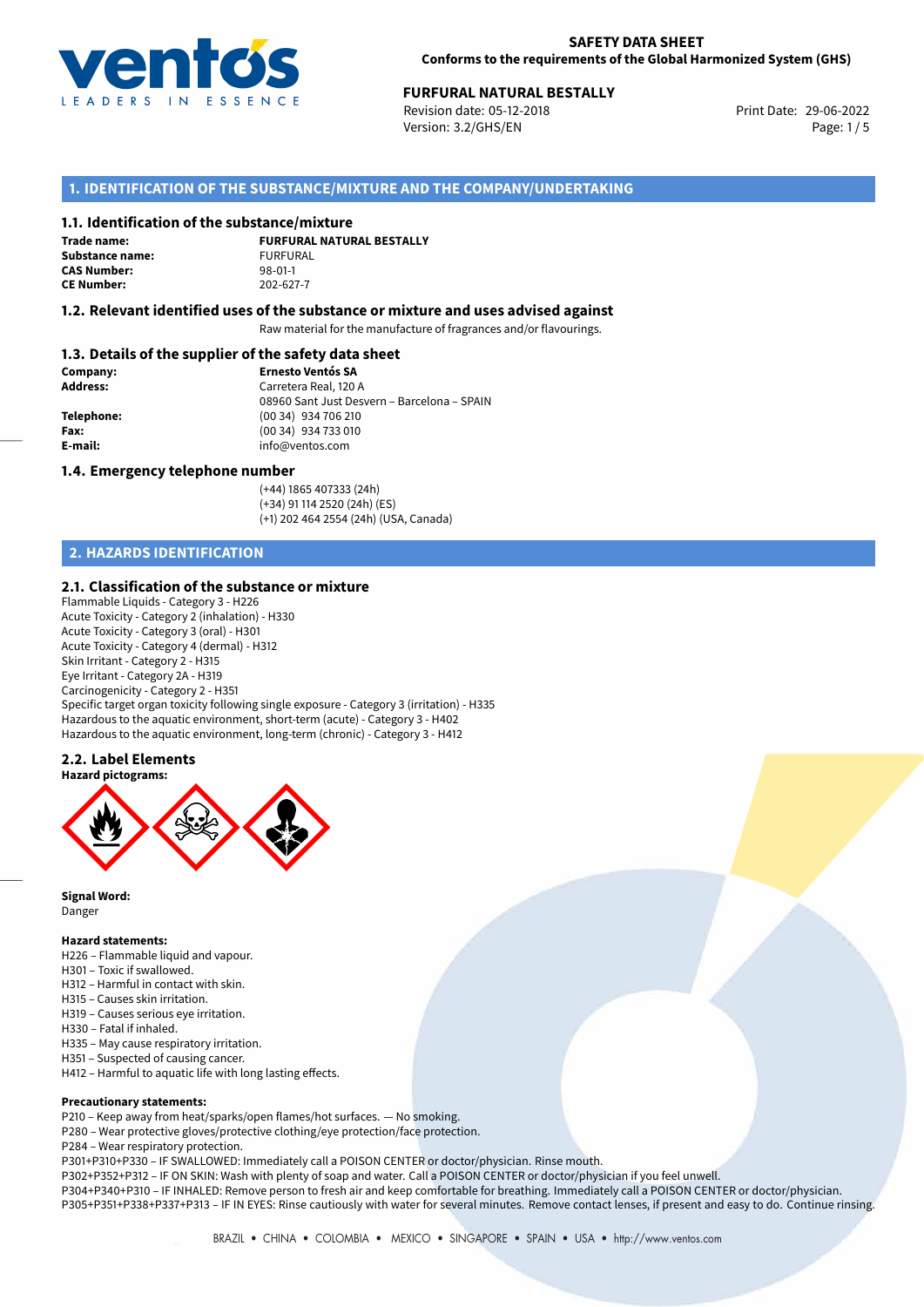**SAFETY DATA SHEET**
**Conforms to the requirements of the Global Harmonized System (GHS)**

**FURFURAL NATURAL BESTALLY**
Revision date: 05-12-2018
Version: 3.2/GHS/EN
Print Date: 29-06-2022

## 1. IDENTIFICATION OF THE SUBSTANCE/MIXTURE AND THE COMPANY/UNDERTAKING

### 1.1. Identification of the substance/mixture

**Trade name:** **FURFURAL NATURAL BESTALLY**
**Substance name:** FURFURAL
**CAS Number:** 98-01-1
**CE Number:** 202-627-7

### 1.2. Relevant identified uses of the substance or mixture and uses advised against

Raw material for the manufacture of fragrances and/or flavourings.

### 1.3. Details of the supplier of the safety data sheet

**Company:** **Ernesto Ventós SA**
**Address:** Carretera Real, 120 A
08960 Sant Just Desvern – Barcelona – SPAIN
**Telephone:** (00 34) 934 706 210
**Fax:** (00 34) 934 733 010
**E-mail:** info@ventos.com

### 1.4. Emergency telephone number

(+44) 1865 407333 (24h)
(+34) 91 114 2520 (24h) (ES)
(+1) 202 464 2554 (24h) (USA, Canada)

## 2. HAZARDS IDENTIFICATION

### 2.1. Classification of the substance or mixture

Flammable Liquids - Category 3 - H226
Acute Toxicity - Category 2 (inhalation) - H330
Acute Toxicity - Category 3 (oral) - H301
Acute Toxicity - Category 4 (dermal) - H312
Skin Irritant - Category 2 - H315
Eye Irritant - Category 2A - H319
Carcinogenicity - Category 2 - H351
Specific target organ toxicity following single exposure - Category 3 (irritation) - H335
Hazardous to the aquatic environment, short-term (acute) - Category 3 - H402
Hazardous to the aquatic environment, long-term (chronic) - Category 3 - H412

### 2.2. Label Elements

**Hazard pictograms:**

**Signal Word:**
Danger

**Hazard statements:**
H226 – Flammable liquid and vapour.
H301 – Toxic if swallowed.
H312 – Harmful in contact with skin.
H315 – Causes skin irritation.
H319 – Causes serious eye irritation.
H330 – Fatal if inhaled.
H335 – May cause respiratory irritation.
H351 – Suspected of causing cancer.
H412 – Harmful to aquatic life with long lasting effects.

**Precautionary statements:**
P210 – Keep away from heat/sparks/open flames/hot surfaces. — No smoking.
P280 – Wear protective gloves/protective clothing/eye protection/face protection.
P284 – Wear respiratory protection.
P301+P310+P330 – IF SWALLOWED: Immediately call a POISON CENTER or doctor/physician. Rinse mouth.
P302+P352+P312 – IF ON SKIN: Wash with plenty of soap and water. Call a POISON CENTER or doctor/physician if you feel unwell.
P304+P340+P310 – IF INHALED: Remove person to fresh air and keep comfortable for breathing. Immediately call a POISON CENTER or doctor/physician.
P305+P351+P338+P337+P313 – IF IN EYES: Rinse cautiously with water for several minutes. Remove contact lenses, if present and easy to do. Continue rinsing.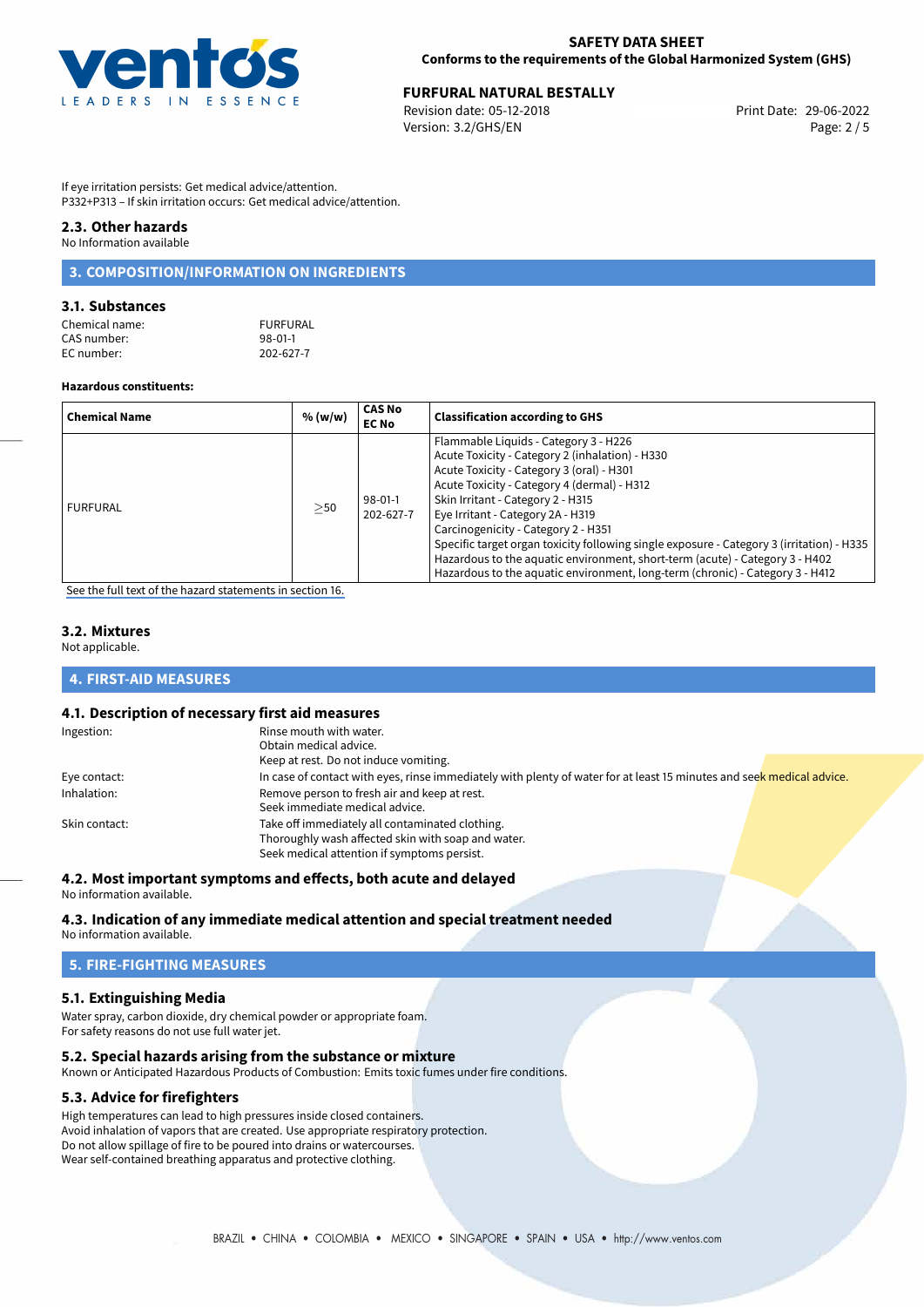If eye irritation persists: Get medical advice/attention.
P332+P313 – If skin irritation occurs: Get medical advice/attention.

### 2.3. Other hazards

No Information available

## 3. COMPOSITION/INFORMATION ON INGREDIENTS

### 3.1. Substances

Chemical name: FURFURAL
CAS number: 98-01-1
EC number: 202-627-7

**Hazardous constituents:**

| Chemical Name | % (w/w) | CAS No EC No | Classification according to GHS |
|---|---|---|---|
| FURFURAL | ≥50 | 98-01-1 202-627-7 | Flammable Liquids - Category 3 - H226<br>Acute Toxicity - Category 2 (inhalation) - H330<br>Acute Toxicity - Category 3 (oral) - H301<br>Acute Toxicity - Category 4 (dermal) - H312<br>Skin Irritant - Category 2 - H315<br>Eye Irritant - Category 2A - H319<br>Carcinogenicity - Category 2 - H351<br>Specific target organ toxicity following single exposure - Category 3 (irritation) - H335<br>Hazardous to the aquatic environment, short-term (acute) - Category 3 - H402<br>Hazardous to the aquatic environment, long-term (chronic) - Category 3 - H412 |

See the full text of the hazard statements in section 16.

### 3.2. Mixtures

Not applicable.

## 4. FIRST-AID MEASURES

### 4.1. Description of necessary first aid measures

Ingestion: Rinse mouth with water.
Obtain medical advice.
Keep at rest. Do not induce vomiting.

Eye contact: In case of contact with eyes, rinse immediately with plenty of water for at least 15 minutes and seek medical advice.

Inhalation: Remove person to fresh air and keep at rest.
Seek immediate medical advice.

Skin contact: Take off immediately all contaminated clothing.
Thoroughly wash affected skin with soap and water.
Seek medical attention if symptoms persist.

### 4.2. Most important symptoms and effects, both acute and delayed

No information available.

### 4.3. Indication of any immediate medical attention and special treatment needed

No information available.

## 5. FIRE-FIGHTING MEASURES

### 5.1. Extinguishing Media

Water spray, carbon dioxide, dry chemical powder or appropriate foam.
For safety reasons do not use full water jet.

### 5.2. Special hazards arising from the substance or mixture

Known or Anticipated Hazardous Products of Combustion: Emits toxic fumes under fire conditions.

### 5.3. Advice for firefighters

High temperatures can lead to high pressures inside closed containers.
Avoid inhalation of vapors that are created. Use appropriate respiratory protection.
Do not allow spillage of fire to be poured into drains or watercourses.
Wear self-contained breathing apparatus and protective clothing.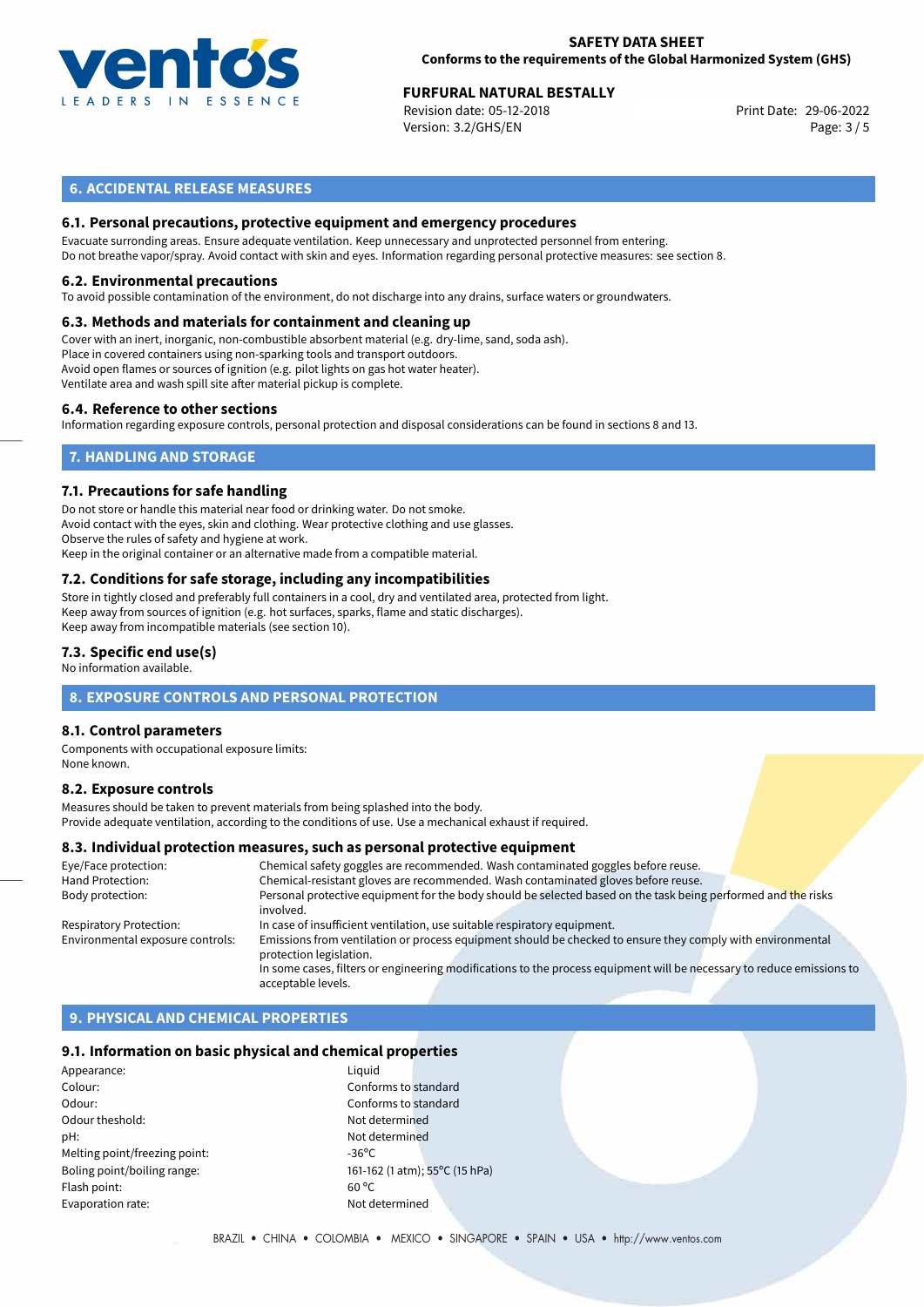## 6. ACCIDENTAL RELEASE MEASURES

### 6.1. Personal precautions, protective equipment and emergency procedures

Evacuate surronding areas. Ensure adequate ventilation. Keep unnecessary and unprotected personnel from entering.
Do not breathe vapor/spray. Avoid contact with skin and eyes. Information regarding personal protective measures: see section 8.

### 6.2. Environmental precautions

To avoid possible contamination of the environment, do not discharge into any drains, surface waters or groundwaters.

### 6.3. Methods and materials for containment and cleaning up

Cover with an inert, inorganic, non-combustible absorbent material (e.g. dry-lime, sand, soda ash).
Place in covered containers using non-sparking tools and transport outdoors.
Avoid open flames or sources of ignition (e.g. pilot lights on gas hot water heater).
Ventilate area and wash spill site after material pickup is complete.

### 6.4. Reference to other sections

Information regarding exposure controls, personal protection and disposal considerations can be found in sections 8 and 13.

## 7. HANDLING AND STORAGE

### 7.1. Precautions for safe handling

Do not store or handle this material near food or drinking water. Do not smoke.
Avoid contact with the eyes, skin and clothing. Wear protective clothing and use glasses.
Observe the rules of safety and hygiene at work.
Keep in the original container or an alternative made from a compatible material.

### 7.2. Conditions for safe storage, including any incompatibilities

Store in tightly closed and preferably full containers in a cool, dry and ventilated area, protected from light.
Keep away from sources of ignition (e.g. hot surfaces, sparks, flame and static discharges).
Keep away from incompatible materials (see section 10).

### 7.3. Specific end use(s)

No information available.

## 8. EXPOSURE CONTROLS AND PERSONAL PROTECTION

### 8.1. Control parameters

Components with occupational exposure limits:
None known.

### 8.2. Exposure controls

Measures should be taken to prevent materials from being splashed into the body.
Provide adequate ventilation, according to the conditions of use. Use a mechanical exhaust if required.

### 8.3. Individual protection measures, such as personal protective equipment

| | |
|---|---|
| Eye/Face protection: | Chemical safety goggles are recommended. Wash contaminated goggles before reuse. |
| Hand Protection: | Chemical-resistant gloves are recommended. Wash contaminated gloves before reuse. |
| Body protection: | Personal protective equipment for the body should be selected based on the task being performed and the risks involved. |
| Respiratory Protection: | In case of insufficient ventilation, use suitable respiratory equipment. |
| Environmental exposure controls: | Emissions from ventilation or process equipment should be checked to ensure they comply with environmental protection legislation. In some cases, filters or engineering modifications to the process equipment will be necessary to reduce emissions to acceptable levels. |

## 9. PHYSICAL AND CHEMICAL PROPERTIES

### 9.1. Information on basic physical and chemical properties

| | |
|---|---|
| Appearance: | Liquid |
| Colour: | Conforms to standard |
| Odour: | Conforms to standard |
| Odour theshold: | Not determined |
| pH: | Not determined |
| Melting point/freezing point: | -36°C |
| Boling point/boiling range: | 161-162 (1 atm); 55°C (15 hPa) |
| Flash point: | 60 °C |
| Evaporation rate: | Not determined |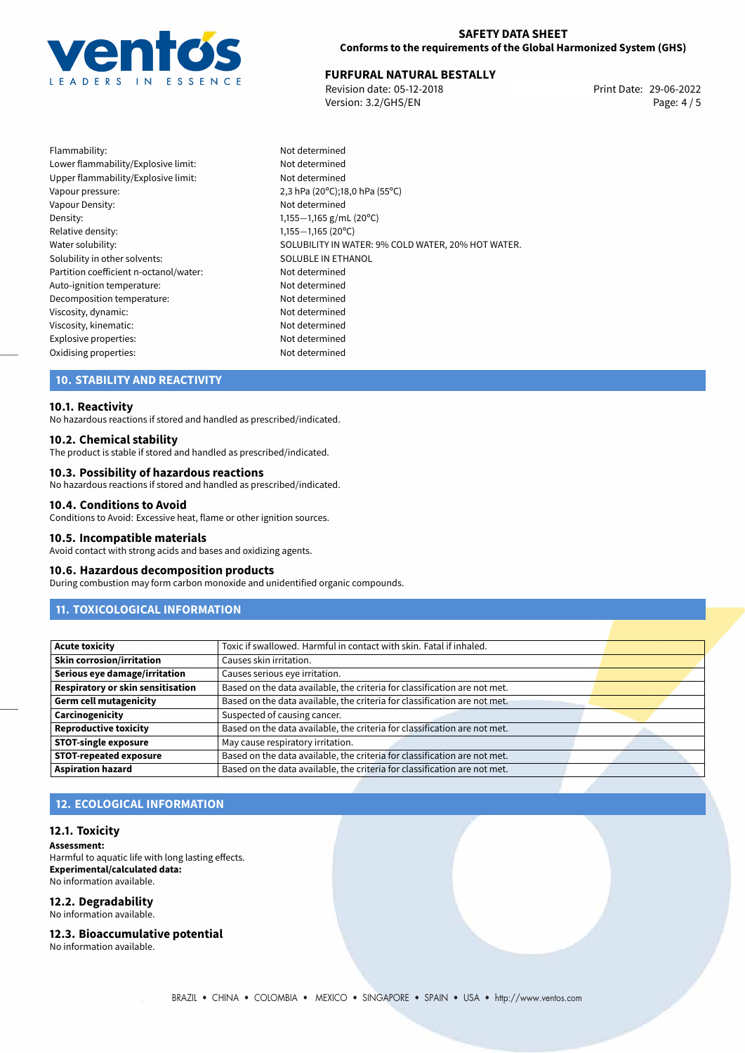| | |
|---|---|
| Flammability: | Not determined |
| Lower flammability/Explosive limit: | Not determined |
| Upper flammability/Explosive limit: | Not determined |
| Vapour pressure: | 2,3 hPa (20°C);18,0 hPa (55°C) |
| Vapour Density: | Not determined |
| Density: | 1,155−1,165 g/mL (20°C) |
| Relative density: | 1,155−1,165 (20°C) |
| Water solubility: | SOLUBILITY IN WATER: 9% COLD WATER, 20% HOT WATER. |
| Solubility in other solvents: | SOLUBLE IN ETHANOL |
| Partition coefficient n-octanol/water: | Not determined |
| Auto-ignition temperature: | Not determined |
| Decomposition temperature: | Not determined |
| Viscosity, dynamic: | Not determined |
| Viscosity, kinematic: | Not determined |
| Explosive properties: | Not determined |
| Oxidising properties: | Not determined |

## 10. STABILITY AND REACTIVITY

### 10.1. Reactivity

No hazardous reactions if stored and handled as prescribed/indicated.

### 10.2. Chemical stability

The product is stable if stored and handled as prescribed/indicated.

### 10.3. Possibility of hazardous reactions

No hazardous reactions if stored and handled as prescribed/indicated.

### 10.4. Conditions to Avoid

Conditions to Avoid: Excessive heat, flame or other ignition sources.

### 10.5. Incompatible materials

Avoid contact with strong acids and bases and oxidizing agents.

### 10.6. Hazardous decomposition products

During combustion may form carbon monoxide and unidentified organic compounds.

## 11. TOXICOLOGICAL INFORMATION

| | |
|---|---|
| **Acute toxicity** | Toxic if swallowed. Harmful in contact with skin. Fatal if inhaled. |
| **Skin corrosion/irritation** | Causes skin irritation. |
| **Serious eye damage/irritation** | Causes serious eye irritation. |
| **Respiratory or skin sensitisation** | Based on the data available, the criteria for classification are not met. |
| **Germ cell mutagenicity** | Based on the data available, the criteria for classification are not met. |
| **Carcinogenicity** | Suspected of causing cancer. |
| **Reproductive toxicity** | Based on the data available, the criteria for classification are not met. |
| **STOT-single exposure** | May cause respiratory irritation. |
| **STOT-repeated exposure** | Based on the data available, the criteria for classification are not met. |
| **Aspiration hazard** | Based on the data available, the criteria for classification are not met. |

## 12. ECOLOGICAL INFORMATION

### 12.1. Toxicity

**Assessment:**
Harmful to aquatic life with long lasting effects.
**Experimental/calculated data:**
No information available.

### 12.2. Degradability

No information available.

### 12.3. Bioaccumulative potential

No information available.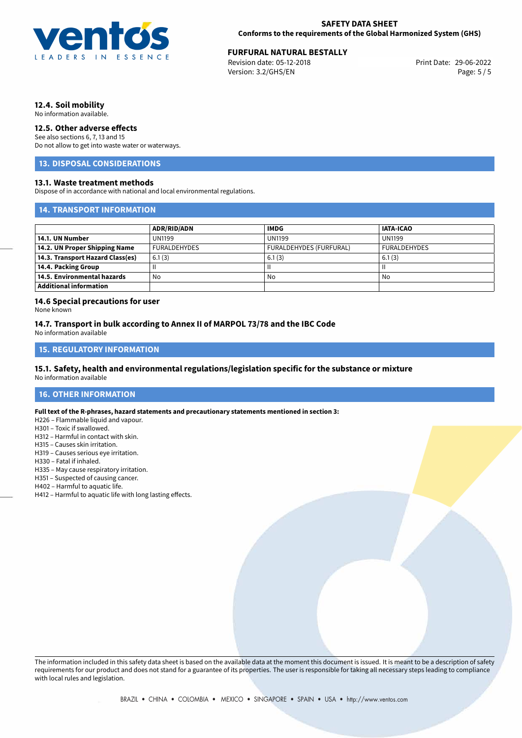### 12.4. Soil mobility

No information available.

### 12.5. Other adverse effects

See also sections 6, 7, 13 and 15

Do not allow to get into waste water or waterways.

## 13. DISPOSAL CONSIDERATIONS

### 13.1. Waste treatment methods

Dispose of in accordance with national and local environmental regulations.

## 14. TRANSPORT INFORMATION

| | ADR/RID/ADN | IMDG | IATA-ICAO |
|---|---|---|---|
| 14.1. UN Number | UN1199 | UN1199 | UN1199 |
| 14.2. UN Proper Shipping Name | FURALDEHYDES | FURALDEHYDES (FURFURAL) | FURALDEHYDES |
| 14.3. Transport Hazard Class(es) | 6.1 (3) | 6.1 (3) | 6.1 (3) |
| 14.4. Packing Group | II | II | II |
| 14.5. Environmental hazards | No | No | No |
| Additional information | | | |

### 14.6 Special precautions for user

None known

### 14.7. Transport in bulk according to Annex II of MARPOL 73/78 and the IBC Code

No information available

## 15. REGULATORY INFORMATION

### 15.1. Safety, health and environmental regulations/legislation specific for the substance or mixture

No information available

## 16. OTHER INFORMATION

**Full text of the R-phrases, hazard statements and precautionary statements mentioned in section 3:**

H226 – Flammable liquid and vapour.
H301 – Toxic if swallowed.
H312 – Harmful in contact with skin.
H315 – Causes skin irritation.
H319 – Causes serious eye irritation.
H330 – Fatal if inhaled.
H335 – May cause respiratory irritation.
H351 – Suspected of causing cancer.
H402 – Harmful to aquatic life.
H412 – Harmful to aquatic life with long lasting effects.

The information included in this safety data sheet is based on the available data at the moment this document is issued. It is meant to be a description of safety requirements for our product and does not stand for a guarantee of its properties. The user is responsible for taking all necessary steps leading to compliance with local rules and legislation.